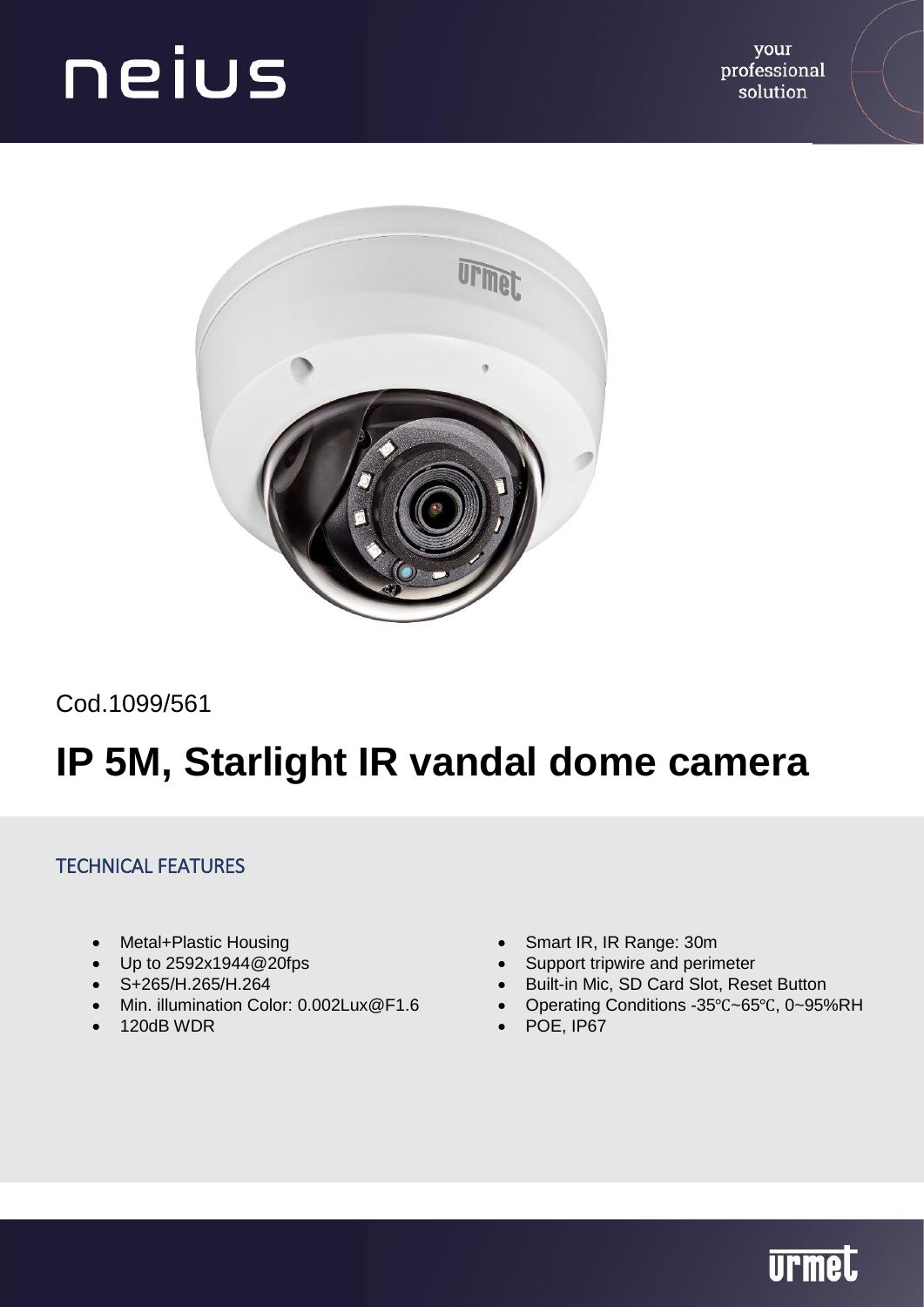Cod.1099/561

# IP 5M, Starlight IR vandal dome camera

## TECHNICAL FEATURES

- Metal+Plastic Housing
- Up to 2592x1944@20fps
- S+265/H.265/H.264
- Min. illumination Color: 0.002Lux@F1.6
- 120dB WDR
- Smart IR, IR Range: 30m
- Support tripwire and perimeter
- Built-in Mic, SD Card Slot, Reset Button
- Operating Conditions -35℃~65℃, 0~95%RH
- POE, IP67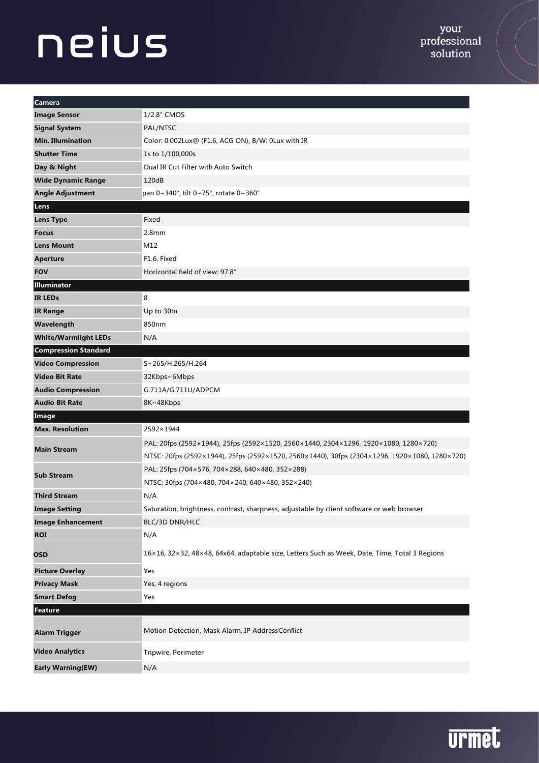| Camera | |
|---|---|
| **Image Sensor** | 1/2.8" CMOS |
| **Signal System** | PAL/NTSC |
| **Min. Illumination** | Color: 0.002Lux@ (F1.6, ACG ON), B/W: 0Lux with IR |
| **Shutter Time** | 1s to 1/100,000s |
| **Day & Night** | Dual IR Cut Filter with Auto Switch |
| **Wide Dynamic Range** | 120dB |
| **Angle Adjustment** | pan 0~340°, tilt 0~75°, rotate 0~360° |
| **Lens** | |
| **Lens Type** | Fixed |
| **Focus** | 2.8mm |
| **Lens Mount** | M12 |
| **Aperture** | F1.6, Fixed |
| **FOV** | Horizontal field of view: 97.8° |
| **Illuminator** | |
| **IR LEDs** | 8 |
| **IR Range** | Up to 30m |
| **Wavelength** | 850nm |
| **White/Warmlight LEDs** | N/A |
| **Compression Standard** | |
| **Video Compression** | S+265/H.265/H.264 |
| **Video Bit Rate** | 32Kbps~6Mbps |
| **Audio Compression** | G.711A/G.711U/ADPCM |
| **Audio Bit Rate** | 8K~48Kbps |
| **Image** | |
| **Max. Resolution** | 2592×1944 |
| **Main Stream** | PAL: 20fps (2592×1944), 25fps (2592×1520, 2560×1440, 2304×1296, 1920×1080, 1280×720) |
| | NTSC: 20fps (2592×1944), 25fps (2592×1520, 2560×1440), 30fps (2304×1296, 1920×1080, 1280×720) |
| **Sub Stream** | PAL: 25fps (704×576, 704×288, 640×480, 352×288) |
| | NTSC: 30fps (704×480, 704×240, 640×480, 352×240) |
| **Third Stream** | N/A |
| **Image Setting** | Saturation, brightness, contrast, sharpness, adjustable by client software or web browser |
| **Image Enhancement** | BLC/3D DNR/HLC |
| **ROI** | N/A |
| **OSD** | 16×16, 32×32, 48×48, 64x64, adaptable size, Letters Such as Week, Date, Time, Total 3 Regions |
| **Picture Overlay** | Yes |
| **Privacy Mask** | Yes, 4 regions |
| **Smart Defog** | Yes |
| **Feature** | |
| **Alarm Trigger** | Motion Detection, Mask Alarm, IP AddressConflict |
| **Video Analytics** | Tripwire, Perimeter |
| **Early Warning(EW)** | N/A |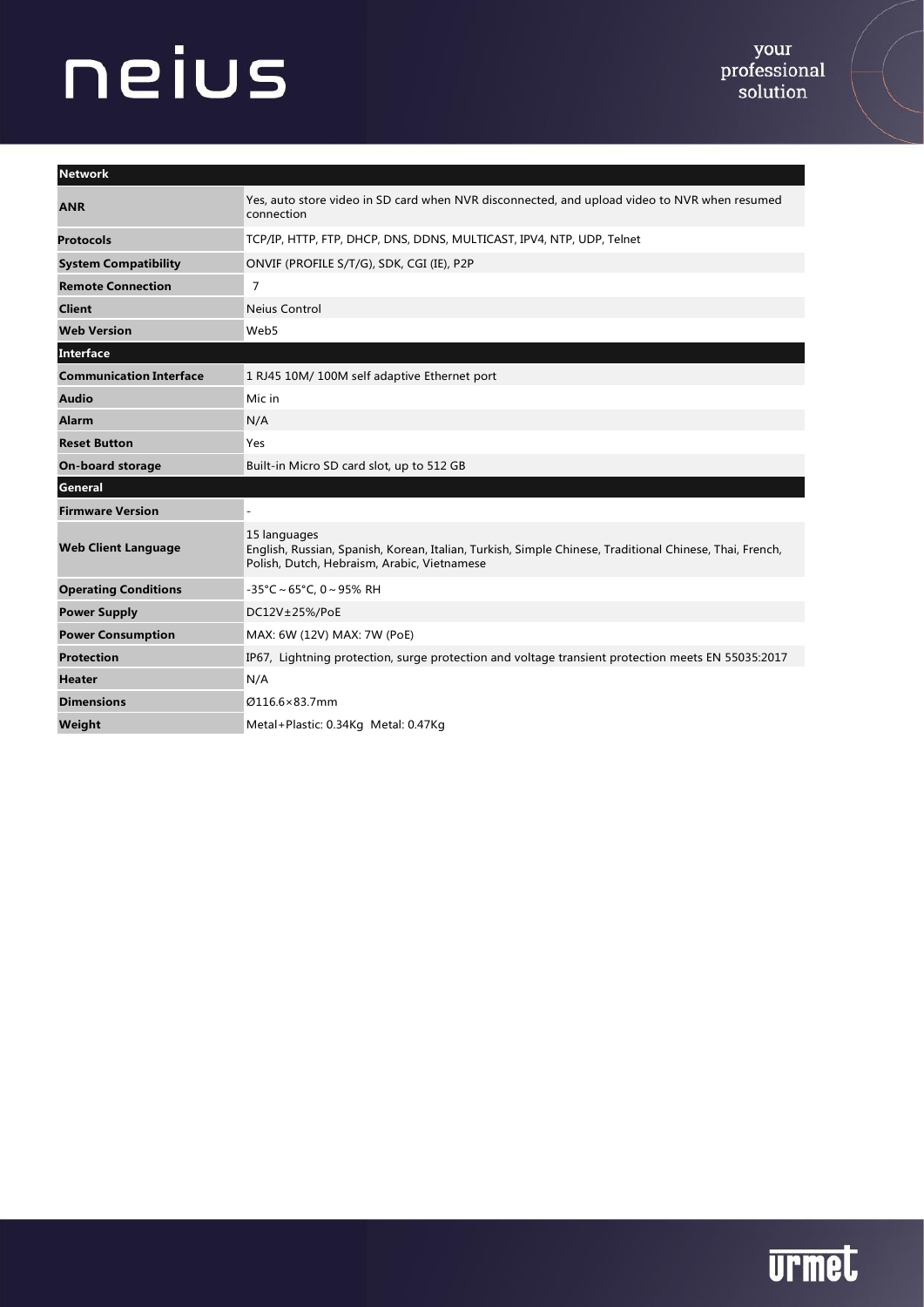| Network | |
|---|---|
| **ANR** | Yes, auto store video in SD card when NVR disconnected, and upload video to NVR when resumed connection |
| **Protocols** | TCP/IP, HTTP, FTP, DHCP, DNS, DDNS, MULTICAST, IPV4, NTP, UDP, Telnet |
| **System Compatibility** | ONVIF (PROFILE S/T/G), SDK, CGI (IE), P2P |
| **Remote Connection** | 7 |
| **Client** | Neius Control |
| **Web Version** | Web5 |
| **Interface** | |
| **Communication Interface** | 1 RJ45 10M/ 100M self adaptive Ethernet port |
| **Audio** | Mic in |
| **Alarm** | N/A |
| **Reset Button** | Yes |
| **On-board storage** | Built-in Micro SD card slot, up to 512 GB |
| **General** | |
| **Firmware Version** | - |
| **Web Client Language** | 15 languages<br>English, Russian, Spanish, Korean, Italian, Turkish, Simple Chinese, Traditional Chinese, Thai, French, Polish, Dutch, Hebraism, Arabic, Vietnamese |
| **Operating Conditions** | -35°C～65°C, 0～95% RH |
| **Power Supply** | DC12V±25%/PoE |
| **Power Consumption** | MAX: 6W (12V) MAX: 7W (PoE) |
| **Protection** | IP67, Lightning protection, surge protection and voltage transient protection meets EN 55035:2017 |
| **Heater** | N/A |
| **Dimensions** | Ø116.6×83.7mm |
| **Weight** | Metal+Plastic: 0.34Kg Metal: 0.47Kg |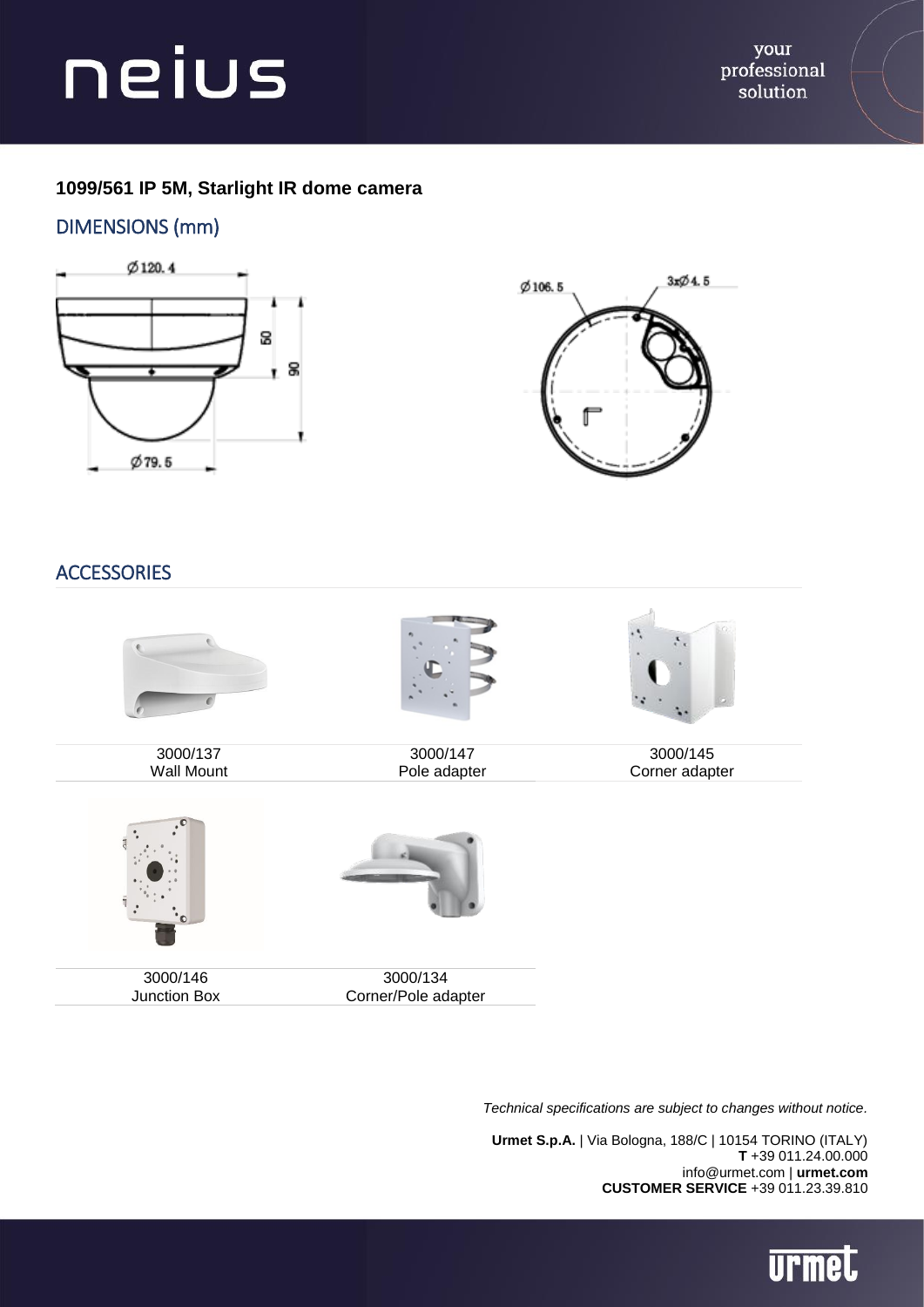**1099/561 IP 5M, Starlight IR dome camera**

## DIMENSIONS (mm)

Ø120. 4

50

90

Ø79. 5

Ø106. 5

3xØ4. 5

## ACCESSORIES

| | | |
|---|---|---|
| 3000/137<br>Wall Mount | 3000/147<br>Pole adapter | 3000/145<br>Corner adapter |
| 3000/146<br>Junction Box | 3000/134<br>Corner/Pole adapter | |

*Technical specifications are subject to changes without notice.*

**Urmet S.p.A.** | Via Bologna, 188/C | 10154 TORINO (ITALY)
**T** +39 011.24.00.000
info@urmet.com | **urmet.com**
**CUSTOMER SERVICE** +39 011.23.39.810